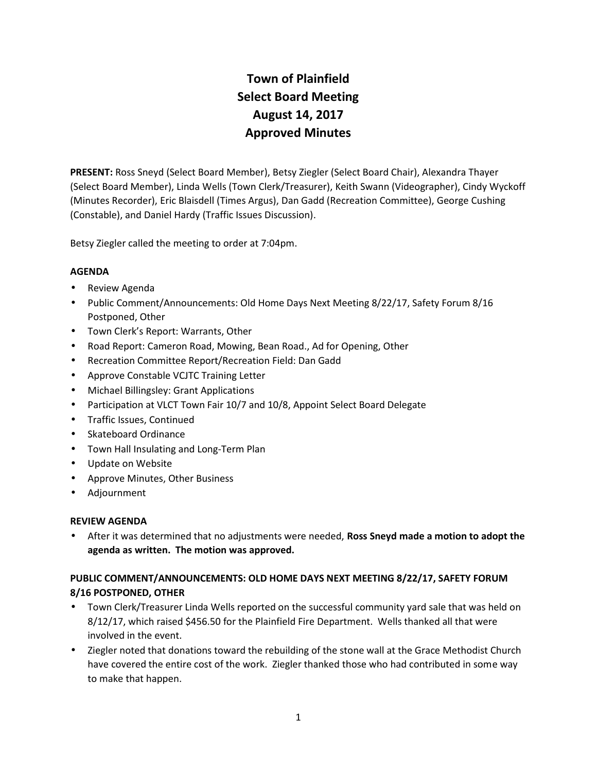# Town of Plainfield
# Select Board Meeting
# August 14, 2017
# Approved Minutes

**PRESENT:** Ross Sneyd (Select Board Member), Betsy Ziegler (Select Board Chair), Alexandra Thayer (Select Board Member), Linda Wells (Town Clerk/Treasurer), Keith Swann (Videographer), Cindy Wyckoff (Minutes Recorder), Eric Blaisdell (Times Argus), Dan Gadd (Recreation Committee), George Cushing (Constable), and Daniel Hardy (Traffic Issues Discussion).

Betsy Ziegler called the meeting to order at 7:04pm.

**AGENDA**

- Review Agenda
- Public Comment/Announcements: Old Home Days Next Meeting 8/22/17, Safety Forum 8/16 Postponed, Other
- Town Clerk's Report: Warrants, Other
- Road Report: Cameron Road, Mowing, Bean Road., Ad for Opening, Other
- Recreation Committee Report/Recreation Field: Dan Gadd
- Approve Constable VCJTC Training Letter
- Michael Billingsley: Grant Applications
- Participation at VLCT Town Fair 10/7 and 10/8, Appoint Select Board Delegate
- Traffic Issues, Continued
- Skateboard Ordinance
- Town Hall Insulating and Long-Term Plan
- Update on Website
- Approve Minutes, Other Business
- Adjournment

**REVIEW AGENDA**

- After it was determined that no adjustments were needed, **Ross Sneyd made a motion to adopt the agenda as written. The motion was approved.**

**PUBLIC COMMENT/ANNOUNCEMENTS: OLD HOME DAYS NEXT MEETING 8/22/17, SAFETY FORUM 8/16 POSTPONED, OTHER**

- Town Clerk/Treasurer Linda Wells reported on the successful community yard sale that was held on 8/12/17, which raised $456.50 for the Plainfield Fire Department. Wells thanked all that were involved in the event.
- Ziegler noted that donations toward the rebuilding of the stone wall at the Grace Methodist Church have covered the entire cost of the work. Ziegler thanked those who had contributed in some way to make that happen.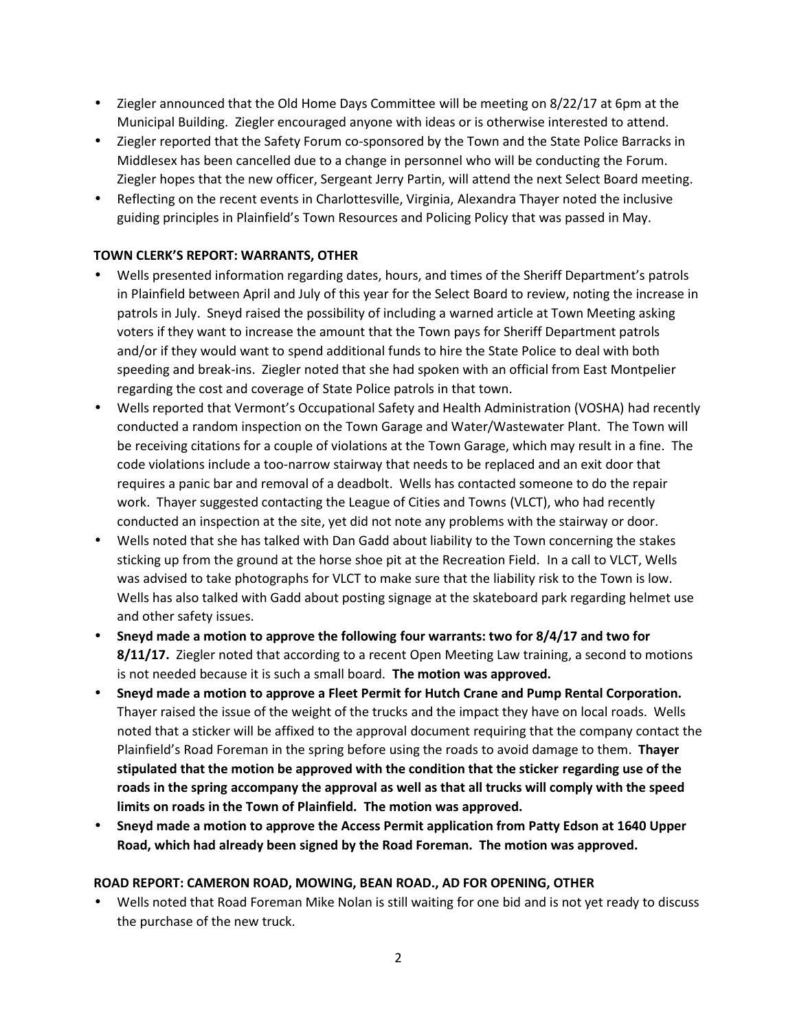- Ziegler announced that the Old Home Days Committee will be meeting on 8/22/17 at 6pm at the Municipal Building. Ziegler encouraged anyone with ideas or is otherwise interested to attend.
- Ziegler reported that the Safety Forum co-sponsored by the Town and the State Police Barracks in Middlesex has been cancelled due to a change in personnel who will be conducting the Forum. Ziegler hopes that the new officer, Sergeant Jerry Partin, will attend the next Select Board meeting.
- Reflecting on the recent events in Charlottesville, Virginia, Alexandra Thayer noted the inclusive guiding principles in Plainfield's Town Resources and Policing Policy that was passed in May.

**TOWN CLERK'S REPORT: WARRANTS, OTHER**

- Wells presented information regarding dates, hours, and times of the Sheriff Department's patrols in Plainfield between April and July of this year for the Select Board to review, noting the increase in patrols in July. Sneyd raised the possibility of including a warned article at Town Meeting asking voters if they want to increase the amount that the Town pays for Sheriff Department patrols and/or if they would want to spend additional funds to hire the State Police to deal with both speeding and break-ins. Ziegler noted that she had spoken with an official from East Montpelier regarding the cost and coverage of State Police patrols in that town.
- Wells reported that Vermont's Occupational Safety and Health Administration (VOSHA) had recently conducted a random inspection on the Town Garage and Water/Wastewater Plant. The Town will be receiving citations for a couple of violations at the Town Garage, which may result in a fine. The code violations include a too-narrow stairway that needs to be replaced and an exit door that requires a panic bar and removal of a deadbolt. Wells has contacted someone to do the repair work. Thayer suggested contacting the League of Cities and Towns (VLCT), who had recently conducted an inspection at the site, yet did not note any problems with the stairway or door.
- Wells noted that she has talked with Dan Gadd about liability to the Town concerning the stakes sticking up from the ground at the horse shoe pit at the Recreation Field. In a call to VLCT, Wells was advised to take photographs for VLCT to make sure that the liability risk to the Town is low. Wells has also talked with Gadd about posting signage at the skateboard park regarding helmet use and other safety issues.
- **Sneyd made a motion to approve the following four warrants: two for 8/4/17 and two for 8/11/17.** Ziegler noted that according to a recent Open Meeting Law training, a second to motions is not needed because it is such a small board. **The motion was approved.**
- **Sneyd made a motion to approve a Fleet Permit for Hutch Crane and Pump Rental Corporation.** Thayer raised the issue of the weight of the trucks and the impact they have on local roads. Wells noted that a sticker will be affixed to the approval document requiring that the company contact the Plainfield's Road Foreman in the spring before using the roads to avoid damage to them. **Thayer stipulated that the motion be approved with the condition that the sticker regarding use of the roads in the spring accompany the approval as well as that all trucks will comply with the speed limits on roads in the Town of Plainfield. The motion was approved.**
- **Sneyd made a motion to approve the Access Permit application from Patty Edson at 1640 Upper Road, which had already been signed by the Road Foreman. The motion was approved.**

**ROAD REPORT: CAMERON ROAD, MOWING, BEAN ROAD., AD FOR OPENING, OTHER**

- Wells noted that Road Foreman Mike Nolan is still waiting for one bid and is not yet ready to discuss the purchase of the new truck.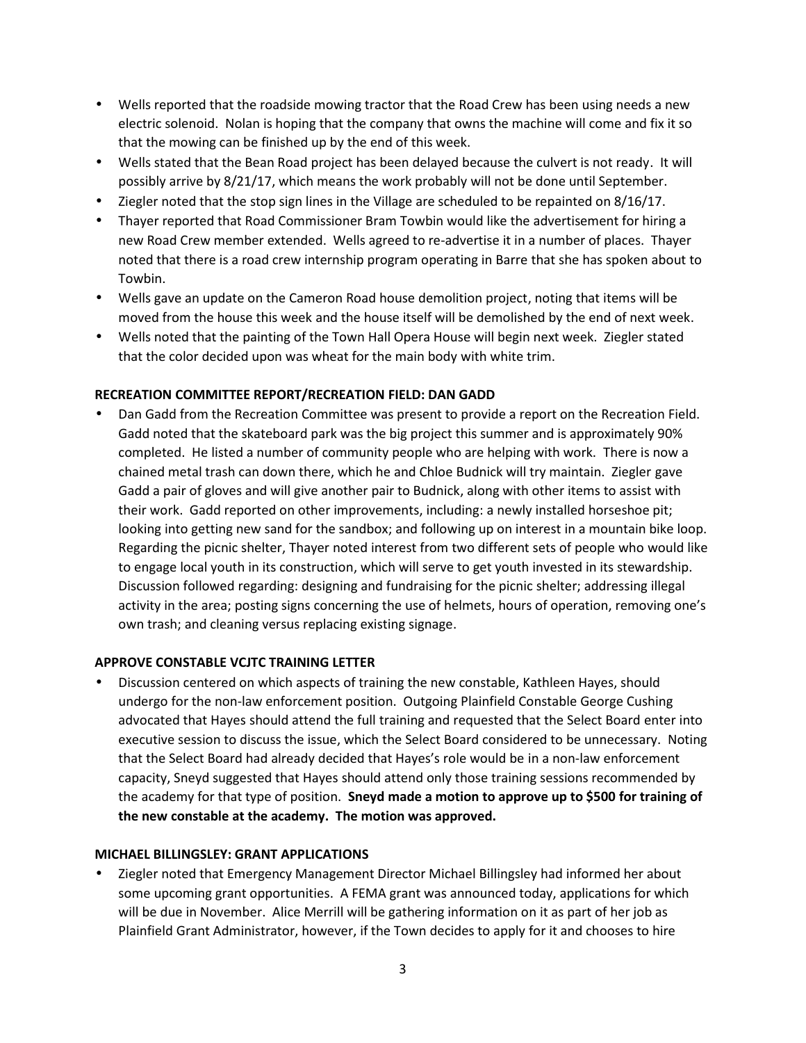- Wells reported that the roadside mowing tractor that the Road Crew has been using needs a new electric solenoid. Nolan is hoping that the company that owns the machine will come and fix it so that the mowing can be finished up by the end of this week.
- Wells stated that the Bean Road project has been delayed because the culvert is not ready. It will possibly arrive by 8/21/17, which means the work probably will not be done until September.
- Ziegler noted that the stop sign lines in the Village are scheduled to be repainted on 8/16/17.
- Thayer reported that Road Commissioner Bram Towbin would like the advertisement for hiring a new Road Crew member extended. Wells agreed to re-advertise it in a number of places. Thayer noted that there is a road crew internship program operating in Barre that she has spoken about to Towbin.
- Wells gave an update on the Cameron Road house demolition project, noting that items will be moved from the house this week and the house itself will be demolished by the end of next week.
- Wells noted that the painting of the Town Hall Opera House will begin next week. Ziegler stated that the color decided upon was wheat for the main body with white trim.

**RECREATION COMMITTEE REPORT/RECREATION FIELD: DAN GADD**

- Dan Gadd from the Recreation Committee was present to provide a report on the Recreation Field. Gadd noted that the skateboard park was the big project this summer and is approximately 90% completed. He listed a number of community people who are helping with work. There is now a chained metal trash can down there, which he and Chloe Budnick will try maintain. Ziegler gave Gadd a pair of gloves and will give another pair to Budnick, along with other items to assist with their work. Gadd reported on other improvements, including: a newly installed horseshoe pit; looking into getting new sand for the sandbox; and following up on interest in a mountain bike loop. Regarding the picnic shelter, Thayer noted interest from two different sets of people who would like to engage local youth in its construction, which will serve to get youth invested in its stewardship. Discussion followed regarding: designing and fundraising for the picnic shelter; addressing illegal activity in the area; posting signs concerning the use of helmets, hours of operation, removing one's own trash; and cleaning versus replacing existing signage.

**APPROVE CONSTABLE VCJTC TRAINING LETTER**

- Discussion centered on which aspects of training the new constable, Kathleen Hayes, should undergo for the non-law enforcement position. Outgoing Plainfield Constable George Cushing advocated that Hayes should attend the full training and requested that the Select Board enter into executive session to discuss the issue, which the Select Board considered to be unnecessary. Noting that the Select Board had already decided that Hayes's role would be in a non-law enforcement capacity, Sneyd suggested that Hayes should attend only those training sessions recommended by the academy for that type of position. **Sneyd made a motion to approve up to $500 for training of the new constable at the academy. The motion was approved.**

**MICHAEL BILLINGSLEY: GRANT APPLICATIONS**

- Ziegler noted that Emergency Management Director Michael Billingsley had informed her about some upcoming grant opportunities. A FEMA grant was announced today, applications for which will be due in November. Alice Merrill will be gathering information on it as part of her job as Plainfield Grant Administrator, however, if the Town decides to apply for it and chooses to hire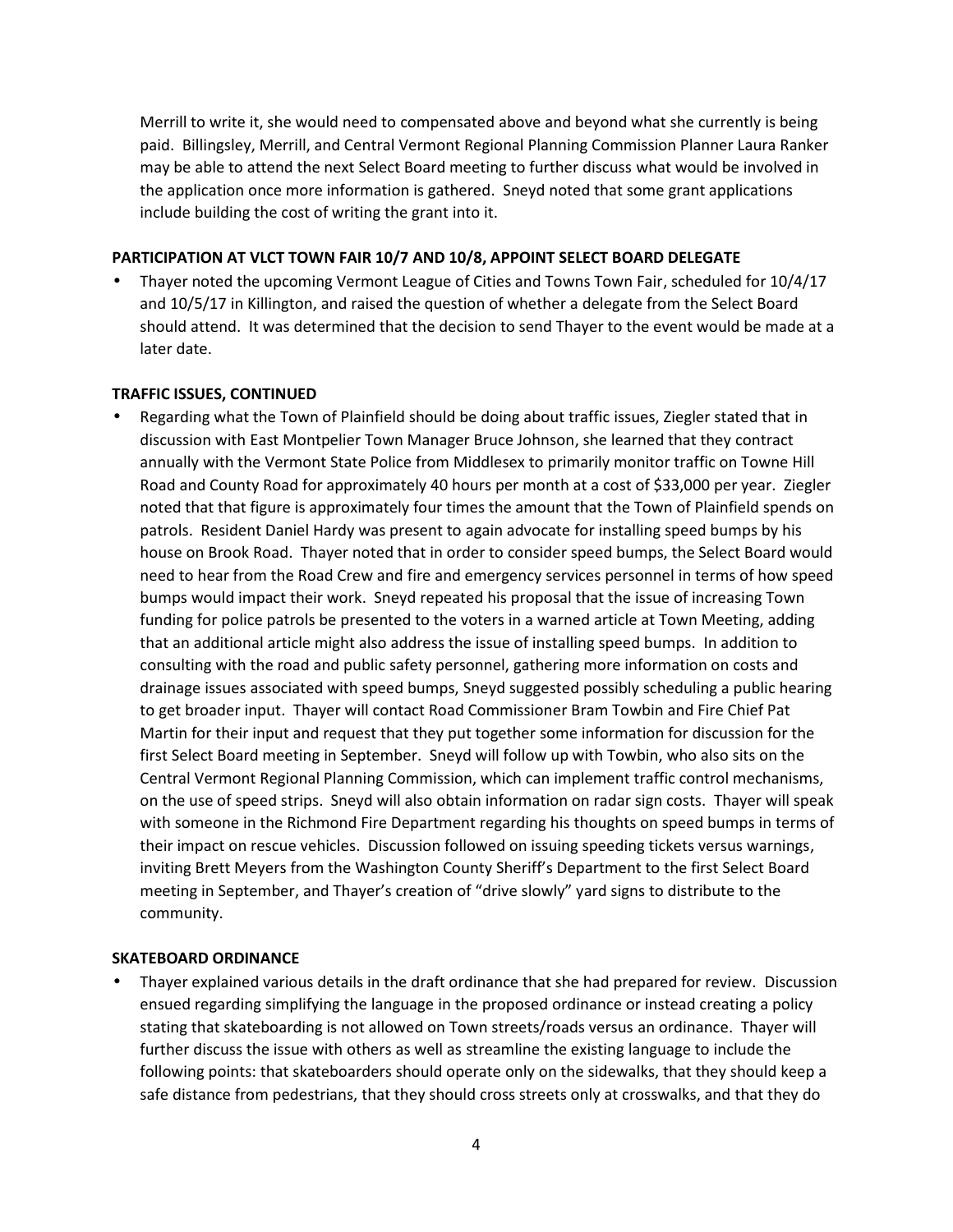Merrill to write it, she would need to compensated above and beyond what she currently is being paid. Billingsley, Merrill, and Central Vermont Regional Planning Commission Planner Laura Ranker may be able to attend the next Select Board meeting to further discuss what would be involved in the application once more information is gathered. Sneyd noted that some grant applications include building the cost of writing the grant into it.

**PARTICIPATION AT VLCT TOWN FAIR 10/7 AND 10/8, APPOINT SELECT BOARD DELEGATE**

- Thayer noted the upcoming Vermont League of Cities and Towns Town Fair, scheduled for 10/4/17 and 10/5/17 in Killington, and raised the question of whether a delegate from the Select Board should attend. It was determined that the decision to send Thayer to the event would be made at a later date.

**TRAFFIC ISSUES, CONTINUED**

- Regarding what the Town of Plainfield should be doing about traffic issues, Ziegler stated that in discussion with East Montpelier Town Manager Bruce Johnson, she learned that they contract annually with the Vermont State Police from Middlesex to primarily monitor traffic on Towne Hill Road and County Road for approximately 40 hours per month at a cost of $33,000 per year. Ziegler noted that that figure is approximately four times the amount that the Town of Plainfield spends on patrols. Resident Daniel Hardy was present to again advocate for installing speed bumps by his house on Brook Road. Thayer noted that in order to consider speed bumps, the Select Board would need to hear from the Road Crew and fire and emergency services personnel in terms of how speed bumps would impact their work. Sneyd repeated his proposal that the issue of increasing Town funding for police patrols be presented to the voters in a warned article at Town Meeting, adding that an additional article might also address the issue of installing speed bumps. In addition to consulting with the road and public safety personnel, gathering more information on costs and drainage issues associated with speed bumps, Sneyd suggested possibly scheduling a public hearing to get broader input. Thayer will contact Road Commissioner Bram Towbin and Fire Chief Pat Martin for their input and request that they put together some information for discussion for the first Select Board meeting in September. Sneyd will follow up with Towbin, who also sits on the Central Vermont Regional Planning Commission, which can implement traffic control mechanisms, on the use of speed strips. Sneyd will also obtain information on radar sign costs. Thayer will speak with someone in the Richmond Fire Department regarding his thoughts on speed bumps in terms of their impact on rescue vehicles. Discussion followed on issuing speeding tickets versus warnings, inviting Brett Meyers from the Washington County Sheriff's Department to the first Select Board meeting in September, and Thayer's creation of "drive slowly" yard signs to distribute to the community.

**SKATEBOARD ORDINANCE**

- Thayer explained various details in the draft ordinance that she had prepared for review. Discussion ensued regarding simplifying the language in the proposed ordinance or instead creating a policy stating that skateboarding is not allowed on Town streets/roads versus an ordinance. Thayer will further discuss the issue with others as well as streamline the existing language to include the following points: that skateboarders should operate only on the sidewalks, that they should keep a safe distance from pedestrians, that they should cross streets only at crosswalks, and that they do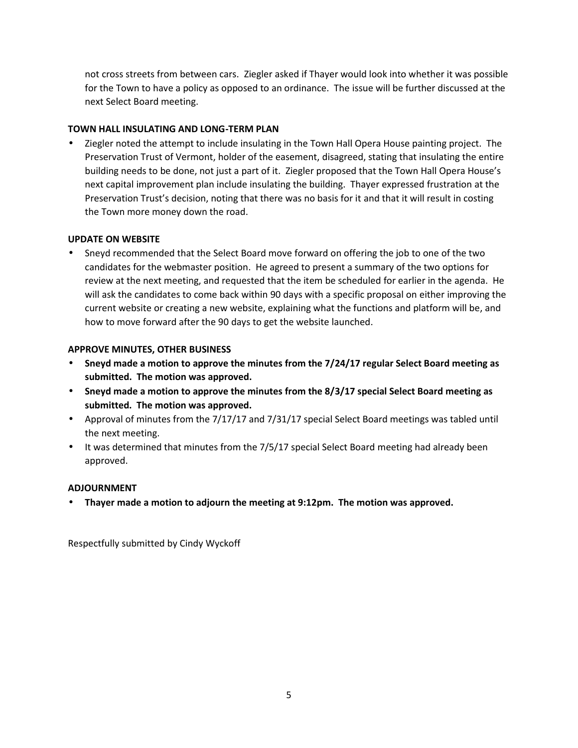not cross streets from between cars. Ziegler asked if Thayer would look into whether it was possible for the Town to have a policy as opposed to an ordinance. The issue will be further discussed at the next Select Board meeting.

**TOWN HALL INSULATING AND LONG-TERM PLAN**

- Ziegler noted the attempt to include insulating in the Town Hall Opera House painting project. The Preservation Trust of Vermont, holder of the easement, disagreed, stating that insulating the entire building needs to be done, not just a part of it. Ziegler proposed that the Town Hall Opera House's next capital improvement plan include insulating the building. Thayer expressed frustration at the Preservation Trust's decision, noting that there was no basis for it and that it will result in costing the Town more money down the road.

**UPDATE ON WEBSITE**

- Sneyd recommended that the Select Board move forward on offering the job to one of the two candidates for the webmaster position. He agreed to present a summary of the two options for review at the next meeting, and requested that the item be scheduled for earlier in the agenda. He will ask the candidates to come back within 90 days with a specific proposal on either improving the current website or creating a new website, explaining what the functions and platform will be, and how to move forward after the 90 days to get the website launched.

**APPROVE MINUTES, OTHER BUSINESS**

- **Sneyd made a motion to approve the minutes from the 7/24/17 regular Select Board meeting as submitted. The motion was approved.**
- **Sneyd made a motion to approve the minutes from the 8/3/17 special Select Board meeting as submitted. The motion was approved.**
- Approval of minutes from the 7/17/17 and 7/31/17 special Select Board meetings was tabled until the next meeting.
- It was determined that minutes from the 7/5/17 special Select Board meeting had already been approved.

**ADJOURNMENT**

- **Thayer made a motion to adjourn the meeting at 9:12pm. The motion was approved.**

Respectfully submitted by Cindy Wyckoff